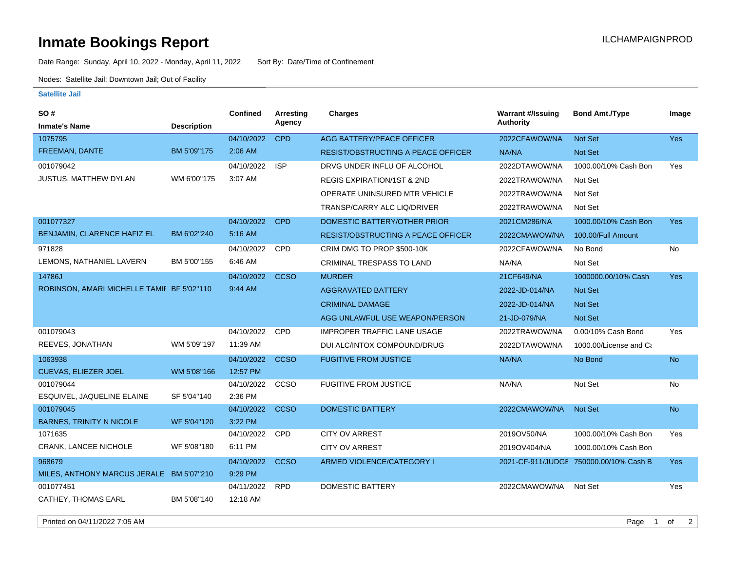# Inmate Bookings Report

ILCHAMPAIGNPROD

Date Range: Sunday, April 10, 2022 - Monday, April 11, 2022 Sort By: Date/Time of Confinement

Nodes: Satellite Jail; Downtown Jail; Out of Facility

**Satellite Jail**

| SO # / Inmate's Name | Description | Confined | Arresting Agency | Charges | Warrant #/Issuing Authority | Bond Amt./Type | Image |
|---|---|---|---|---|---|---|---|
| 1075795 FREEMAN, DANTE | BM 5'09"175 | 04/10/2022 2:06 AM | CPD | AGG BATTERY/PEACE OFFICER | 2022CFAWOW/NA | Not Set | Yes |
| | | | | RESIST/OBSTRUCTING A PEACE OFFICER | NA/NA | Not Set | |
| 001079042 JUSTUS, MATTHEW DYLAN | WM 6'00"175 | 04/10/2022 3:07 AM | ISP | DRVG UNDER INFLU OF ALCOHOL | 2022DTAWOW/NA | 1000.00/10% Cash Bon | Yes |
| | | | | REGIS EXPIRATION/1ST & 2ND | 2022TRAWOW/NA | Not Set | |
| | | | | OPERATE UNINSURED MTR VEHICLE | 2022TRAWOW/NA | Not Set | |
| | | | | TRANSP/CARRY ALC LIQ/DRIVER | 2022TRAWOW/NA | Not Set | |
| 001077327 BENJAMIN, CLARENCE HAFIZ EL | BM 6'02"240 | 04/10/2022 5:16 AM | CPD | DOMESTIC BATTERY/OTHER PRIOR | 2021CM286/NA | 1000.00/10% Cash Bon | Yes |
| | | | | RESIST/OBSTRUCTING A PEACE OFFICER | 2022CMAWOW/NA | 100.00/Full Amount | |
| 971828 LEMONS, NATHANIEL LAVERN | BM 5'00"155 | 04/10/2022 6:46 AM | CPD | CRIM DMG TO PROP $500-10K | 2022CFAWOW/NA | No Bond | No |
| | | | | CRIMINAL TRESPASS TO LAND | NA/NA | Not Set | |
| 14786J ROBINSON, AMARI MICHELLE TAMII | BF 5'02"110 | 04/10/2022 9:44 AM | CCSO | MURDER | 21CF649/NA | 1000000.00/10% Cash | Yes |
| | | | | AGGRAVATED BATTERY | 2022-JD-014/NA | Not Set | |
| | | | | CRIMINAL DAMAGE | 2022-JD-014/NA | Not Set | |
| | | | | AGG UNLAWFUL USE WEAPON/PERSON | 21-JD-079/NA | Not Set | |
| 001079043 REEVES, JONATHAN | WM 5'09"197 | 04/10/2022 11:39 AM | CPD | IMPROPER TRAFFIC LANE USAGE | 2022TRAWOW/NA | 0.00/10% Cash Bond | Yes |
| | | | | DUI ALC/INTOX COMPOUND/DRUG | 2022DTAWOW/NA | 1000.00/License and Ca | |
| 1063938 CUEVAS, ELIEZER JOEL | WM 5'08"166 | 04/10/2022 12:57 PM | CCSO | FUGITIVE FROM JUSTICE | NA/NA | No Bond | No |
| 001079044 ESQUIVEL, JAQUELINE ELAINE | SF 5'04"140 | 04/10/2022 2:36 PM | CCSO | FUGITIVE FROM JUSTICE | NA/NA | Not Set | No |
| 001079045 BARNES, TRINITY N NICOLE | WF 5'04"120 | 04/10/2022 3:22 PM | CCSO | DOMESTIC BATTERY | 2022CMAWOW/NA | Not Set | No |
| 1071635 CRANK, LANCEE NICHOLE | WF 5'08"180 | 04/10/2022 6:11 PM | CPD | CITY OV ARREST | 2019OV50/NA | 1000.00/10% Cash Bon | Yes |
| | | | | CITY OV ARREST | 2019OV404/NA | 1000.00/10% Cash Bon | |
| 968679 MILES, ANTHONY MARCUS JERALE | BM 5'07"210 | 04/10/2022 9:29 PM | CCSO | ARMED VIOLENCE/CATEGORY I | 2021-CF-911/JUDGE | 750000.00/10% Cash B | Yes |
| 001077451 CATHEY, THOMAS EARL | BM 5'08"140 | 04/11/2022 12:18 AM | RPD | DOMESTIC BATTERY | 2022CMAWOW/NA | Not Set | Yes |

Printed on 04/11/2022 7:05 AM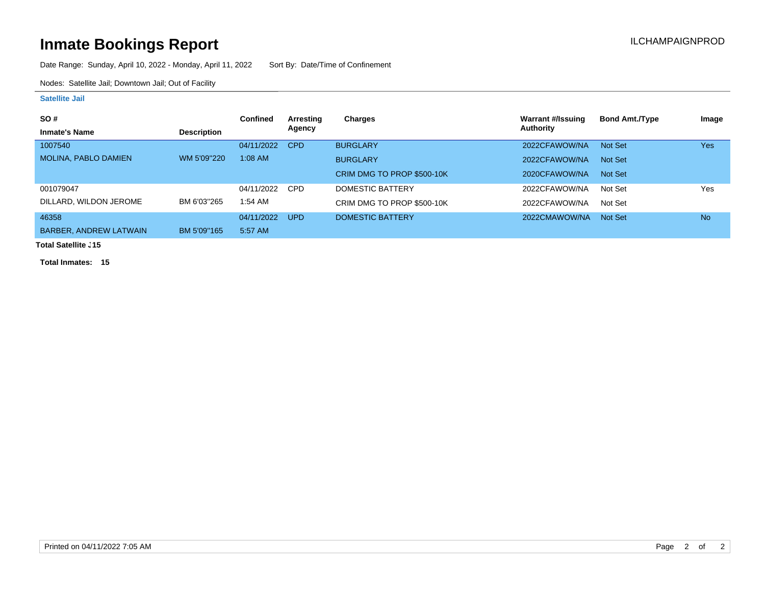# Inmate Bookings Report

ILCHAMPAIGNPROD

Date Range: Sunday, April 10, 2022 - Monday, April 11, 2022 Sort By: Date/Time of Confinement

Nodes: Satellite Jail; Downtown Jail; Out of Facility

### Satellite Jail

| SO # / Inmate's Name | Description | Confined | Arresting Agency | Charges | Warrant #/Issuing Authority | Bond Amt./Type | Image |
|---|---|---|---|---|---|---|---|
| 1007540 | | 04/11/2022 | CPD | BURGLARY | 2022CFAWOW/NA | Not Set | Yes |
| MOLINA, PABLO DAMIEN | WM 5'09"220 | 1:08 AM | | BURGLARY | 2022CFAWOW/NA | Not Set | |
| | | | | CRIM DMG TO PROP $500-10K | 2020CFAWOW/NA | Not Set | |
| 001079047 | | 04/11/2022 | CPD | DOMESTIC BATTERY | 2022CFAWOW/NA | Not Set | Yes |
| DILLARD, WILDON JEROME | BM 6'03"265 | 1:54 AM | | CRIM DMG TO PROP $500-10K | 2022CFAWOW/NA | Not Set | |
| 46358 | | 04/11/2022 | UPD | DOMESTIC BATTERY | 2022CMAWOW/NA | Not Set | No |
| BARBER, ANDREW LATWAIN | BM 5'09"165 | 5:57 AM | | | | | |

**Total Satellite J 15**

**Total Inmates: 15**

Printed on 04/11/2022 7:05 AM